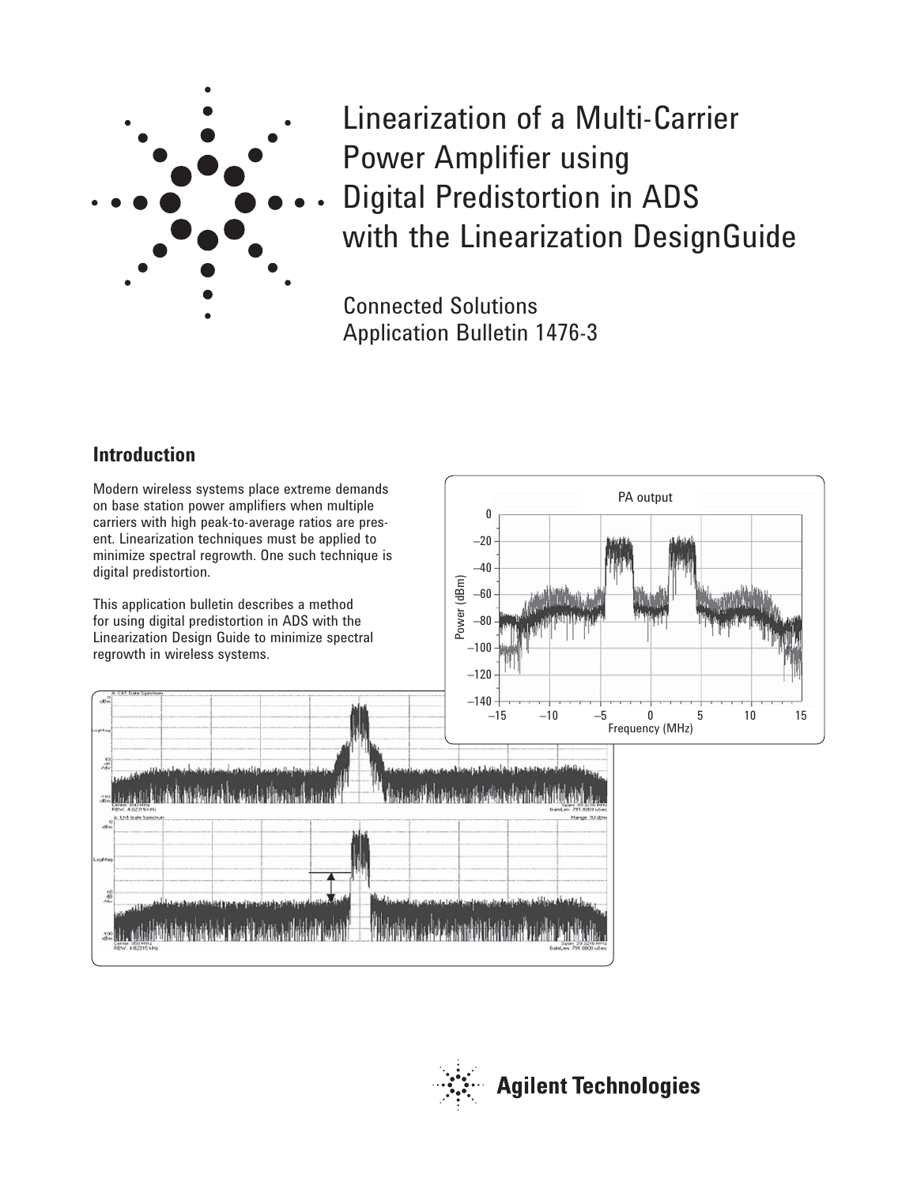# Linearization of a Multi-Carrier Power Amplifier using Digital Predistortion in ADS with the Linearization DesignGuide

Connected Solutions
Application Bulletin 1476-3

## Introduction

Modern wireless systems place extreme demands on base station power amplifiers when multiple carriers with high peak-to-average ratios are present. Linearization techniques must be applied to minimize spectral regrowth. One such technique is digital predistortion.

This application bulletin describes a method for using digital predistortion in ADS with the Linearization Design Guide to minimize spectral regrowth in wireless systems.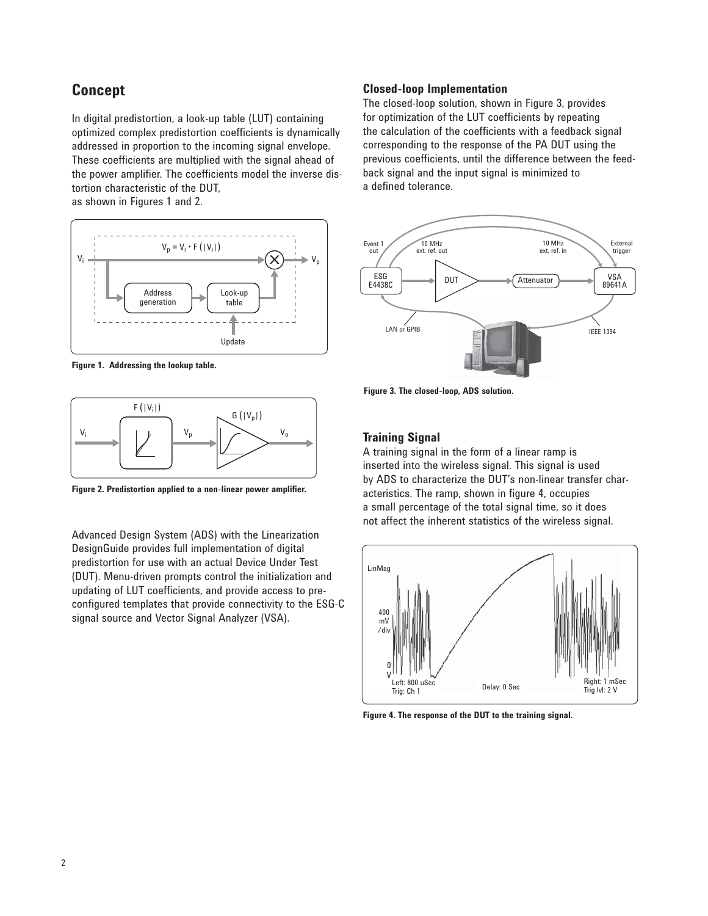## Concept

In digital predistortion, a look-up table (LUT) containing optimized complex predistortion coefficients is dynamically addressed in proportion to the incoming signal envelope. These coefficients are multiplied with the signal ahead of the power amplifier. The coefficients model the inverse distortion characteristic of the DUT, as shown in Figures 1 and 2.

**Figure 1. Addressing the lookup table.**

**Figure 2. Predistortion applied to a non-linear power amplifier.**

Advanced Design System (ADS) with the Linearization DesignGuide provides full implementation of digital predistortion for use with an actual Device Under Test (DUT). Menu-driven prompts control the initialization and updating of LUT coefficients, and provide access to pre-configured templates that provide connectivity to the ESG-C signal source and Vector Signal Analyzer (VSA).

### Closed-loop Implementation

The closed-loop solution, shown in Figure 3, provides for optimization of the LUT coefficients by repeating the calculation of the coefficients with a feedback signal corresponding to the response of the PA DUT using the previous coefficients, until the difference between the feedback signal and the input signal is minimized to a defined tolerance.

**Figure 3. The closed-loop, ADS solution.**

### Training Signal

A training signal in the form of a linear ramp is inserted into the wireless signal. This signal is used by ADS to characterize the DUT's non-linear transfer characteristics. The ramp, shown in figure 4, occupies a small percentage of the total signal time, so it does not affect the inherent statistics of the wireless signal.

**Figure 4. The response of the DUT to the training signal.**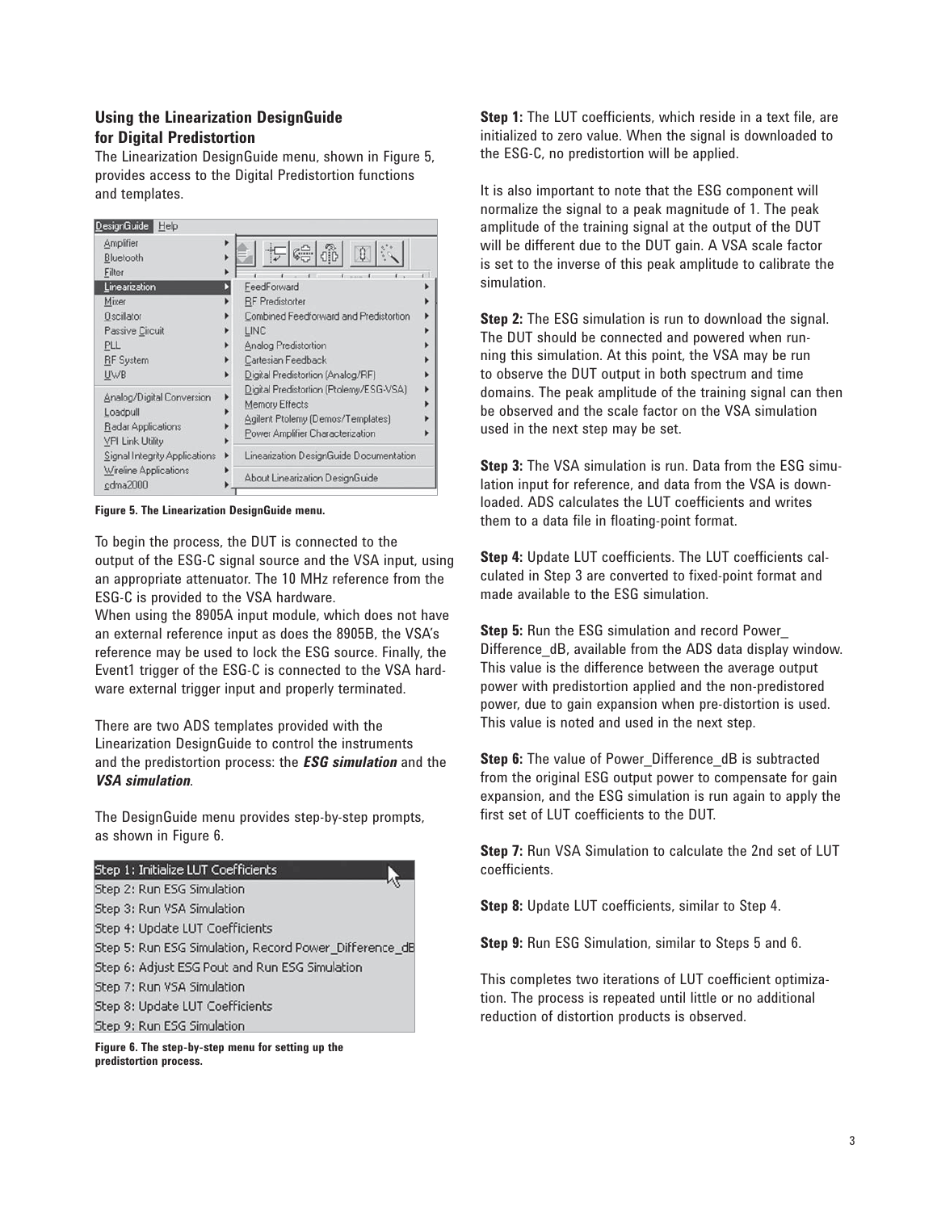## Using the Linearization DesignGuide for Digital Predistortion

The Linearization DesignGuide menu, shown in Figure 5, provides access to the Digital Predistortion functions and templates.

**Figure 5. The Linearization DesignGuide menu.**

To begin the process, the DUT is connected to the output of the ESG-C signal source and the VSA input, using an appropriate attenuator. The 10 MHz reference from the ESG-C is provided to the VSA hardware.
When using the 8905A input module, which does not have an external reference input as does the 8905B, the VSA's reference may be used to lock the ESG source. Finally, the Event1 trigger of the ESG-C is connected to the VSA hardware external trigger input and properly terminated.

There are two ADS templates provided with the Linearization DesignGuide to control the instruments and the predistortion process: the ***ESG simulation*** and the ***VSA simulation***.

The DesignGuide menu provides step-by-step prompts, as shown in Figure 6.

**Figure 6. The step-by-step menu for setting up the predistortion process.**

**Step 1:** The LUT coefficients, which reside in a text file, are initialized to zero value. When the signal is downloaded to the ESG-C, no predistortion will be applied.

It is also important to note that the ESG component will normalize the signal to a peak magnitude of 1. The peak amplitude of the training signal at the output of the DUT will be different due to the DUT gain. A VSA scale factor is set to the inverse of this peak amplitude to calibrate the simulation.

**Step 2:** The ESG simulation is run to download the signal. The DUT should be connected and powered when running this simulation. At this point, the VSA may be run to observe the DUT output in both spectrum and time domains. The peak amplitude of the training signal can then be observed and the scale factor on the VSA simulation used in the next step may be set.

**Step 3:** The VSA simulation is run. Data from the ESG simulation input for reference, and data from the VSA is downloaded. ADS calculates the LUT coefficients and writes them to a data file in floating-point format.

**Step 4:** Update LUT coefficients. The LUT coefficients calculated in Step 3 are converted to fixed-point format and made available to the ESG simulation.

**Step 5:** Run the ESG simulation and record Power_Difference_dB, available from the ADS data display window. This value is the difference between the average output power with predistortion applied and the non-predistored power, due to gain expansion when pre-distortion is used. This value is noted and used in the next step.

**Step 6:** The value of Power_Difference_dB is subtracted from the original ESG output power to compensate for gain expansion, and the ESG simulation is run again to apply the first set of LUT coefficients to the DUT.

**Step 7:** Run VSA Simulation to calculate the 2nd set of LUT coefficients.

**Step 8:** Update LUT coefficients, similar to Step 4.

**Step 9:** Run ESG Simulation, similar to Steps 5 and 6.

This completes two iterations of LUT coefficient optimization. The process is repeated until little or no additional reduction of distortion products is observed.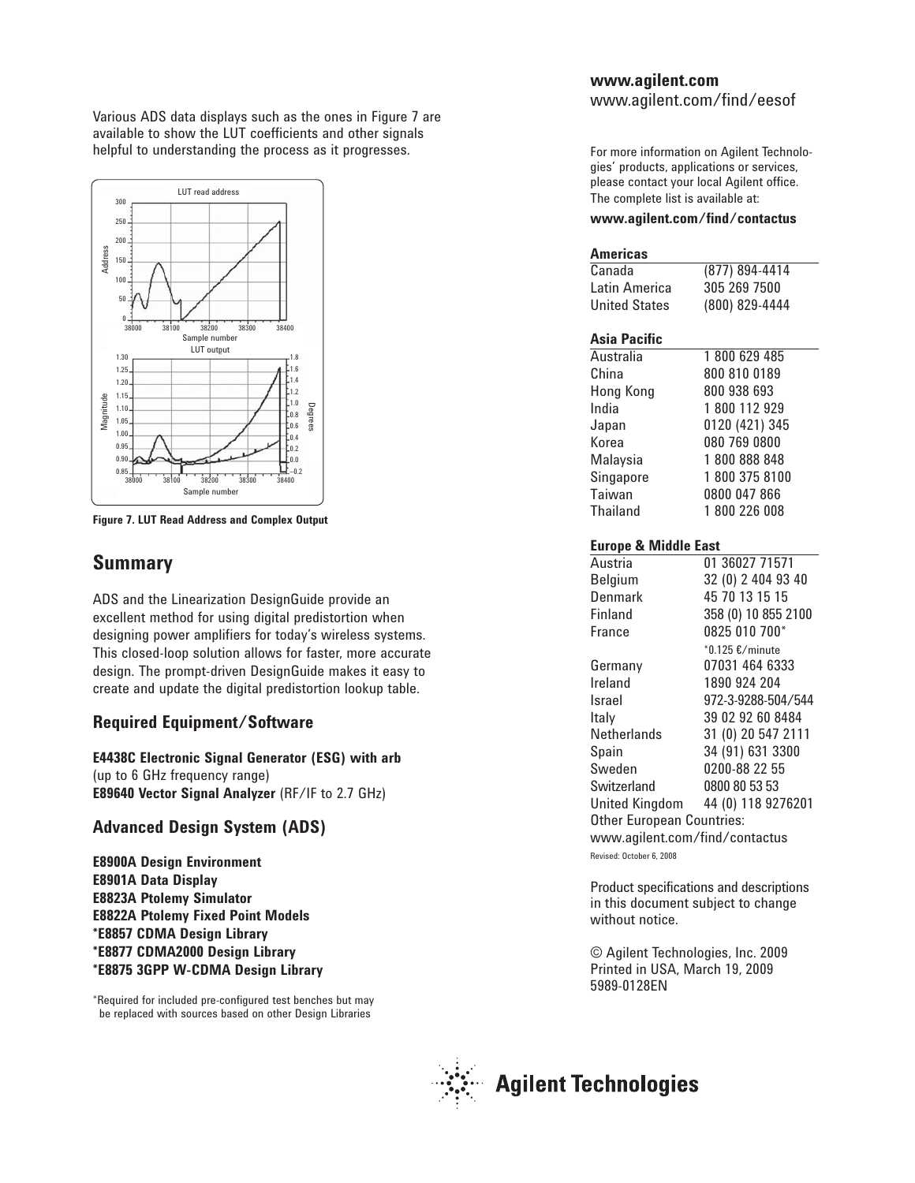Various ADS data displays such as the ones in Figure 7 are available to show the LUT coefficients and other signals helpful to understanding the process as it progresses.

LUT read address
Address
300
250
200
150
100
50
0
38000 38100 38200 38300 38400
Sample number

LUT output
Magnitude
1.30
1.25
1.20
1.15
1.10
1.05
1.00
0.95
0.90
0.85
Degrees
1.8
1.6
1.4
1.2
1.0
0.8
0.6
0.4
0.2
0.0
–0.2
38000 38100 38200 38300 38400
Sample number

**Figure 7. LUT Read Address and Complex Output**

## Summary

ADS and the Linearization DesignGuide provide an excellent method for using digital predistortion when designing power amplifiers for today's wireless systems. This closed-loop solution allows for faster, more accurate design. The prompt-driven DesignGuide makes it easy to create and update the digital predistortion lookup table.

### Required Equipment/Software

**E4438C Electronic Signal Generator (ESG) with arb** (up to 6 GHz frequency range)
**E89640 Vector Signal Analyzer** (RF/IF to 2.7 GHz)

### Advanced Design System (ADS)

**E8900A Design Environment**
**E8901A Data Display**
**E8823A Ptolemy Simulator**
**E8822A Ptolemy Fixed Point Models**
***E8857 CDMA Design Library**
***E8877 CDMA2000 Design Library**
***E8875 3GPP W-CDMA Design Library**

*Required for included pre-configured test benches but may be replaced with sources based on other Design Libraries

**www.agilent.com**
www.agilent.com/find/eesof

For more information on Agilent Technologies' products, applications or services, please contact your local Agilent office. The complete list is available at:

**www.agilent.com/find/contactus**

| **Americas** | |
|---|---|
| Canada | (877) 894-4414 |
| Latin America | 305 269 7500 |
| United States | (800) 829-4444 |

| **Asia Pacific** | |
|---|---|
| Australia | 1 800 629 485 |
| China | 800 810 0189 |
| Hong Kong | 800 938 693 |
| India | 1 800 112 929 |
| Japan | 0120 (421) 345 |
| Korea | 080 769 0800 |
| Malaysia | 1 800 888 848 |
| Singapore | 1 800 375 8100 |
| Taiwan | 0800 047 866 |
| Thailand | 1 800 226 008 |

| **Europe & Middle East** | |
|---|---|
| Austria | 01 36027 71571 |
| Belgium | 32 (0) 2 404 93 40 |
| Denmark | 45 70 13 15 15 |
| Finland | 358 (0) 10 855 2100 |
| France | 0825 010 700* |
| | *0.125 €/minute |
| Germany | 07031 464 6333 |
| Ireland | 1890 924 204 |
| Israel | 972-3-9288-504/544 |
| Italy | 39 02 92 60 8484 |
| Netherlands | 31 (0) 20 547 2111 |
| Spain | 34 (91) 631 3300 |
| Sweden | 0200-88 22 55 |
| Switzerland | 0800 80 53 53 |
| United Kingdom | 44 (0) 118 9276201 |

Other European Countries:
www.agilent.com/find/contactus

Revised: October 6, 2008

Product specifications and descriptions in this document subject to change without notice.

© Agilent Technologies, Inc. 2009
Printed in USA, March 19, 2009
5989-0128EN

Agilent Technologies